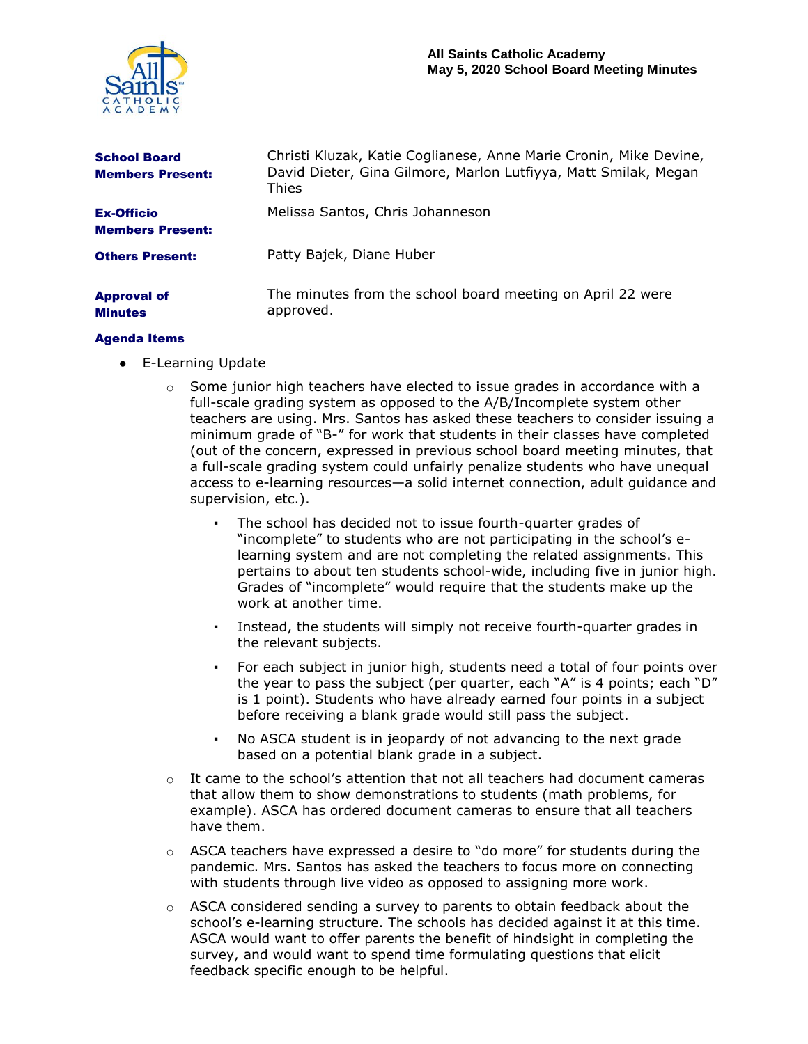# All Saints Catholic Academy
## May 5, 2020 School Board Meeting Minutes

**School Board Members Present:** Christi Kluzak, Katie Coglianese, Anne Marie Cronin, Mike Devine, David Dieter, Gina Gilmore, Marlon Lutfiyya, Matt Smilak, Megan Thies

**Ex-Officio Members Present:** Melissa Santos, Chris Johanneson

**Others Present:** Patty Bajek, Diane Huber

**Approval of Minutes:** The minutes from the school board meeting on April 22 were approved.

**Agenda Items**

- E-Learning Update
  - Some junior high teachers have elected to issue grades in accordance with a full-scale grading system as opposed to the A/B/Incomplete system other teachers are using. Mrs. Santos has asked these teachers to consider issuing a minimum grade of "B-" for work that students in their classes have completed (out of the concern, expressed in previous school board meeting minutes, that a full-scale grading system could unfairly penalize students who have unequal access to e-learning resources—a solid internet connection, adult guidance and supervision, etc.).
    - The school has decided not to issue fourth-quarter grades of "incomplete" to students who are not participating in the school's e-learning system and are not completing the related assignments. This pertains to about ten students school-wide, including five in junior high. Grades of "incomplete" would require that the students make up the work at another time.
    - Instead, the students will simply not receive fourth-quarter grades in the relevant subjects.
    - For each subject in junior high, students need a total of four points over the year to pass the subject (per quarter, each "A" is 4 points; each "D" is 1 point). Students who have already earned four points in a subject before receiving a blank grade would still pass the subject.
    - No ASCA student is in jeopardy of not advancing to the next grade based on a potential blank grade in a subject.
  - It came to the school's attention that not all teachers had document cameras that allow them to show demonstrations to students (math problems, for example). ASCA has ordered document cameras to ensure that all teachers have them.
  - ASCA teachers have expressed a desire to "do more" for students during the pandemic. Mrs. Santos has asked the teachers to focus more on connecting with students through live video as opposed to assigning more work.
  - ASCA considered sending a survey to parents to obtain feedback about the school's e-learning structure. The schools has decided against it at this time. ASCA would want to offer parents the benefit of hindsight in completing the survey, and would want to spend time formulating questions that elicit feedback specific enough to be helpful.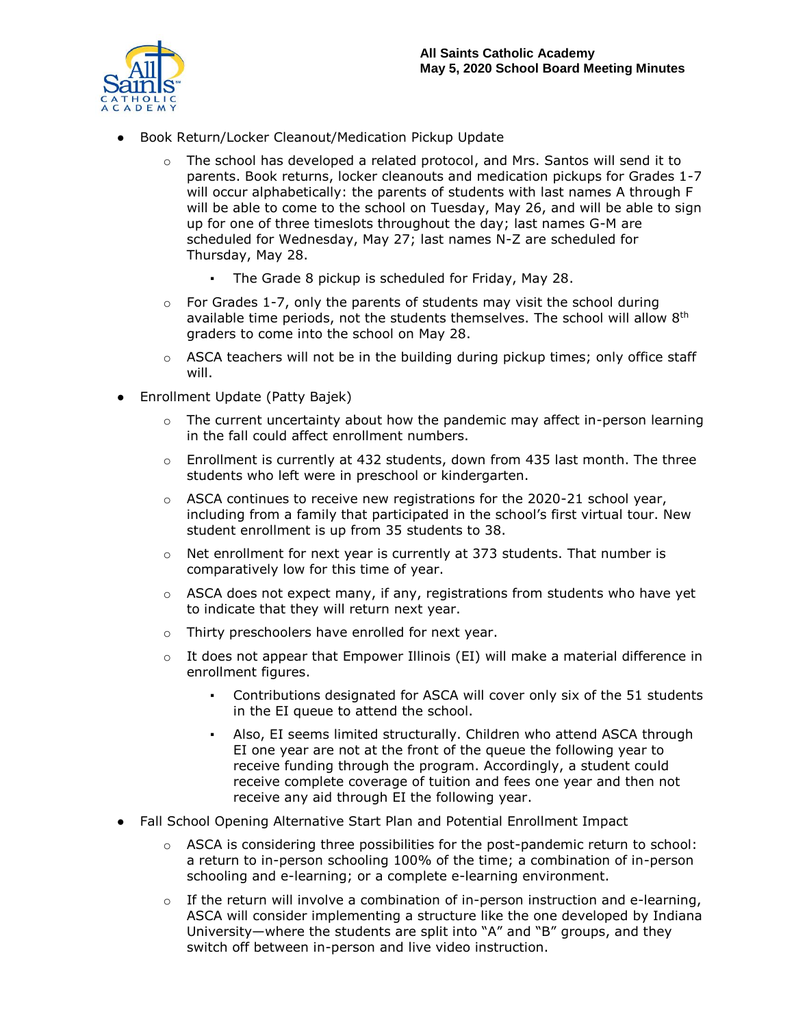- Book Return/Locker Cleanout/Medication Pickup Update
  - The school has developed a related protocol, and Mrs. Santos will send it to parents. Book returns, locker cleanouts and medication pickups for Grades 1-7 will occur alphabetically: the parents of students with last names A through F will be able to come to the school on Tuesday, May 26, and will be able to sign up for one of three timeslots throughout the day; last names G-M are scheduled for Wednesday, May 27; last names N-Z are scheduled for Thursday, May 28.
    - The Grade 8 pickup is scheduled for Friday, May 28.
  - For Grades 1-7, only the parents of students may visit the school during available time periods, not the students themselves. The school will allow 8th graders to come into the school on May 28.
  - ASCA teachers will not be in the building during pickup times; only office staff will.
- Enrollment Update (Patty Bajek)
  - The current uncertainty about how the pandemic may affect in-person learning in the fall could affect enrollment numbers.
  - Enrollment is currently at 432 students, down from 435 last month. The three students who left were in preschool or kindergarten.
  - ASCA continues to receive new registrations for the 2020-21 school year, including from a family that participated in the school's first virtual tour. New student enrollment is up from 35 students to 38.
  - Net enrollment for next year is currently at 373 students. That number is comparatively low for this time of year.
  - ASCA does not expect many, if any, registrations from students who have yet to indicate that they will return next year.
  - Thirty preschoolers have enrolled for next year.
  - It does not appear that Empower Illinois (EI) will make a material difference in enrollment figures.
    - Contributions designated for ASCA will cover only six of the 51 students in the EI queue to attend the school.
    - Also, EI seems limited structurally. Children who attend ASCA through EI one year are not at the front of the queue the following year to receive funding through the program. Accordingly, a student could receive complete coverage of tuition and fees one year and then not receive any aid through EI the following year.
- Fall School Opening Alternative Start Plan and Potential Enrollment Impact
  - ASCA is considering three possibilities for the post-pandemic return to school: a return to in-person schooling 100% of the time; a combination of in-person schooling and e-learning; or a complete e-learning environment.
  - If the return will involve a combination of in-person instruction and e-learning, ASCA will consider implementing a structure like the one developed by Indiana University—where the students are split into "A" and "B" groups, and they switch off between in-person and live video instruction.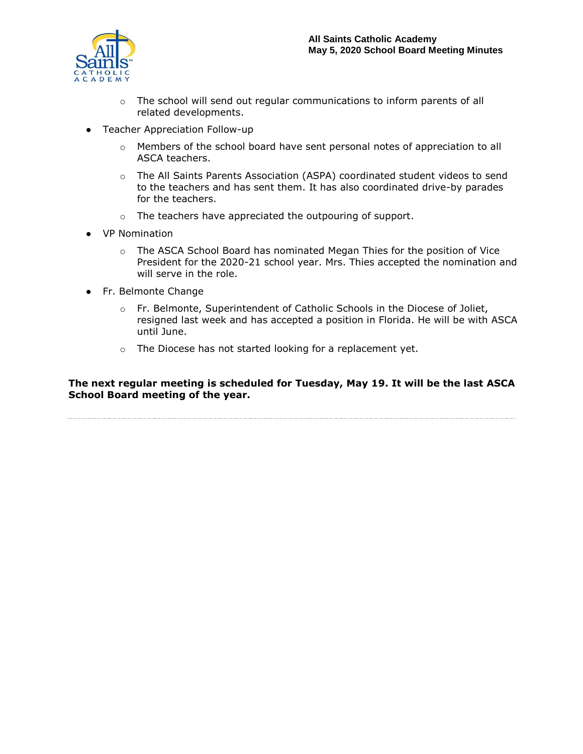- The school will send out regular communications to inform parents of all related developments.
- Teacher Appreciation Follow-up
  - Members of the school board have sent personal notes of appreciation to all ASCA teachers.
  - The All Saints Parents Association (ASPA) coordinated student videos to send to the teachers and has sent them. It has also coordinated drive-by parades for the teachers.
  - The teachers have appreciated the outpouring of support.
- VP Nomination
  - The ASCA School Board has nominated Megan Thies for the position of Vice President for the 2020-21 school year. Mrs. Thies accepted the nomination and will serve in the role.
- Fr. Belmonte Change
  - Fr. Belmonte, Superintendent of Catholic Schools in the Diocese of Joliet, resigned last week and has accepted a position in Florida. He will be with ASCA until June.
  - The Diocese has not started looking for a replacement yet.

**The next regular meeting is scheduled for Tuesday, May 19. It will be the last ASCA School Board meeting of the year.**